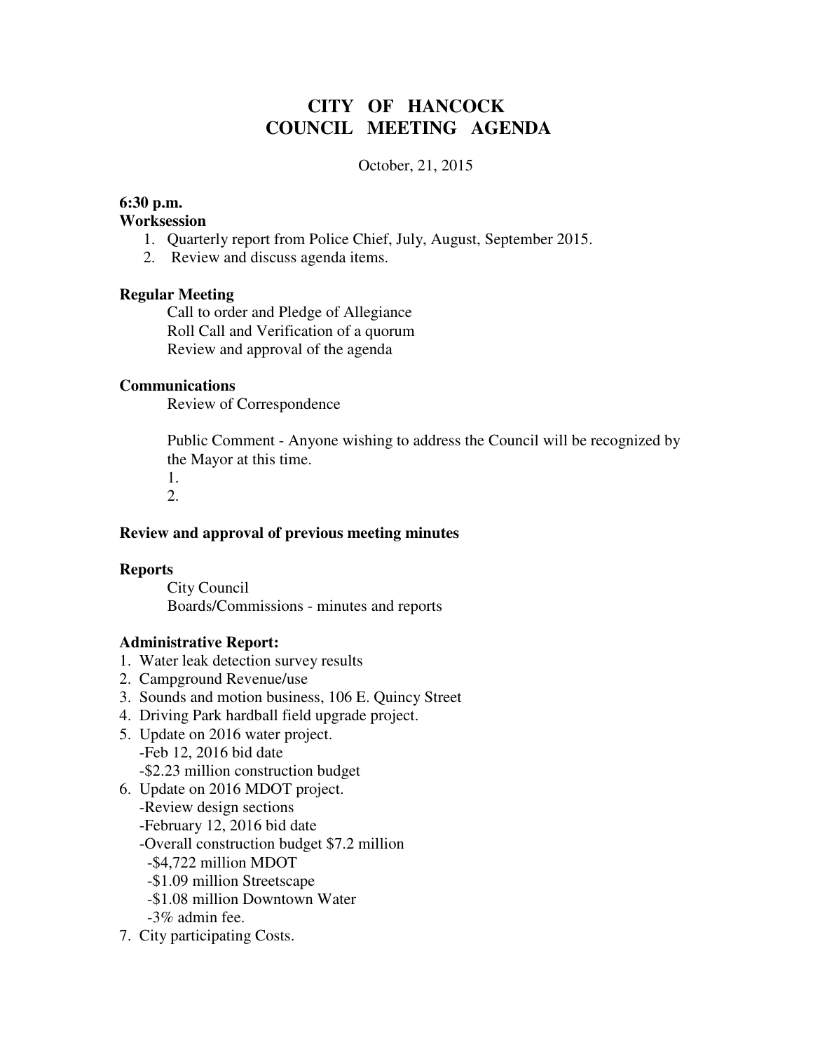# CITY OF HANCOCK
# COUNCIL MEETING AGENDA

October, 21, 2015

**6:30 p.m.**
**Worksession**

1. Quarterly report from Police Chief, July, August, September 2015.
2. Review and discuss agenda items.

**Regular Meeting**

Call to order and Pledge of Allegiance
Roll Call and Verification of a quorum
Review and approval of the agenda

**Communications**

Review of Correspondence

Public Comment - Anyone wishing to address the Council will be recognized by the Mayor at this time.

1.
2.

**Review and approval of previous meeting minutes**

**Reports**

City Council
Boards/Commissions - minutes and reports

**Administrative Report:**

1. Water leak detection survey results
2. Campground Revenue/use
3. Sounds and motion business, 106 E. Quincy Street
4. Driving Park hardball field upgrade project.
5. Update on 2016 water project.
   - -Feb 12, 2016 bid date
   - -$2.23 million construction budget
6. Update on 2016 MDOT project.
   - -Review design sections
   - -February 12, 2016 bid date
   - -Overall construction budget $7.2 million
     - -$4,722 million MDOT
     - -$1.09 million Streetscape
     - -$1.08 million Downtown Water
     - -3% admin fee.
7. City participating Costs.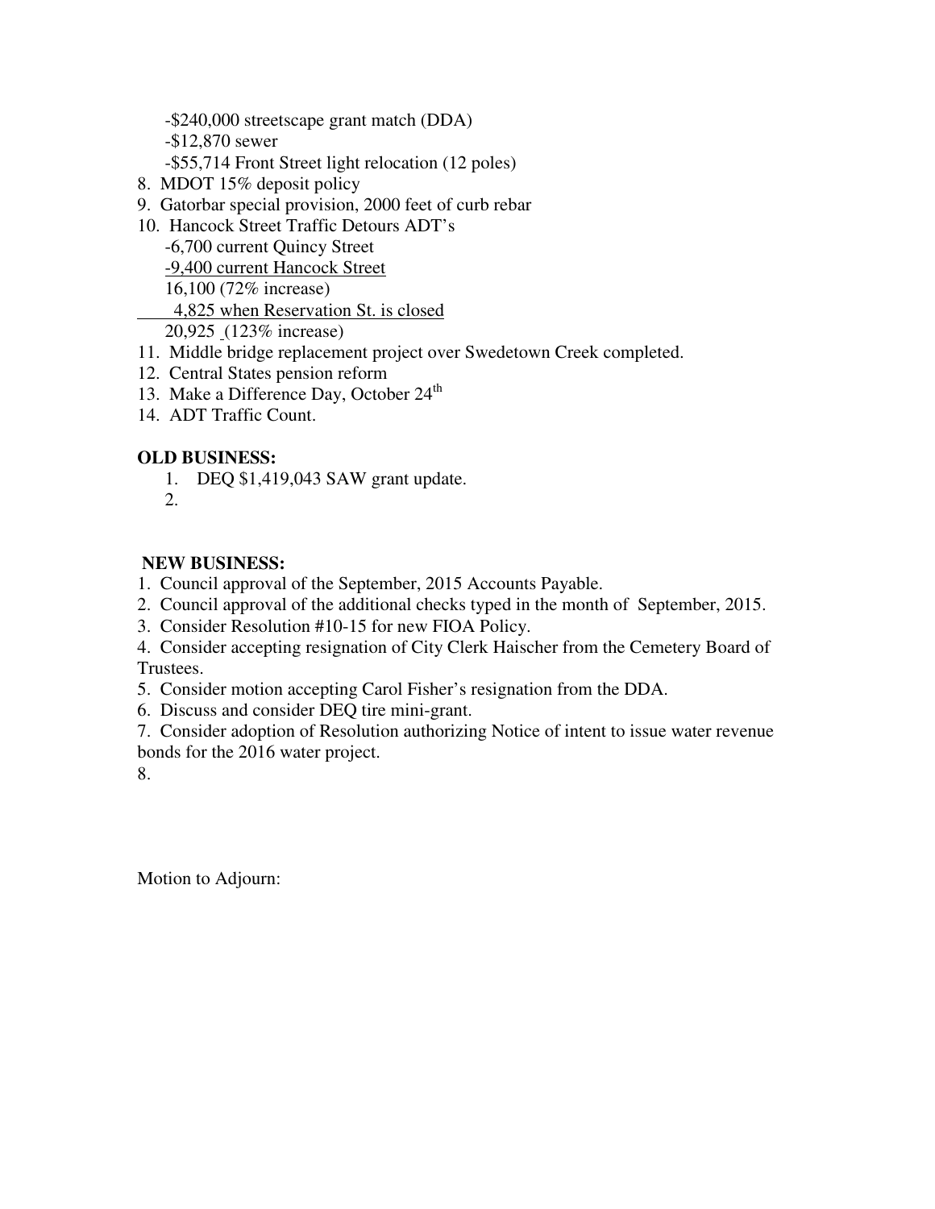-$240,000 streetscape grant match (DDA)
-$12,870 sewer
-$55,714 Front Street light relocation (12 poles)

8. MDOT 15% deposit policy
9. Gatorbar special provision, 2000 feet of curb rebar
10. Hancock Street Traffic Detours ADT's
    - 6,700 current Quincy Street
    - 9,400 current Hancock Street

    16,100 (72% increase)
    4,825 when Reservation St. is closed
    20,925 (123% increase)
11. Middle bridge replacement project over Swedetown Creek completed.
12. Central States pension reform
13. Make a Difference Day, October 24th
14. ADT Traffic Count.

**OLD BUSINESS:**

1. DEQ $1,419,043 SAW grant update.
2.

**NEW BUSINESS:**

1. Council approval of the September, 2015 Accounts Payable.
2. Council approval of the additional checks typed in the month of September, 2015.
3. Consider Resolution #10-15 for new FIOA Policy.
4. Consider accepting resignation of City Clerk Haischer from the Cemetery Board of Trustees.
5. Consider motion accepting Carol Fisher's resignation from the DDA.
6. Discuss and consider DEQ tire mini-grant.
7. Consider adoption of Resolution authorizing Notice of intent to issue water revenue bonds for the 2016 water project.
8.

Motion to Adjourn: